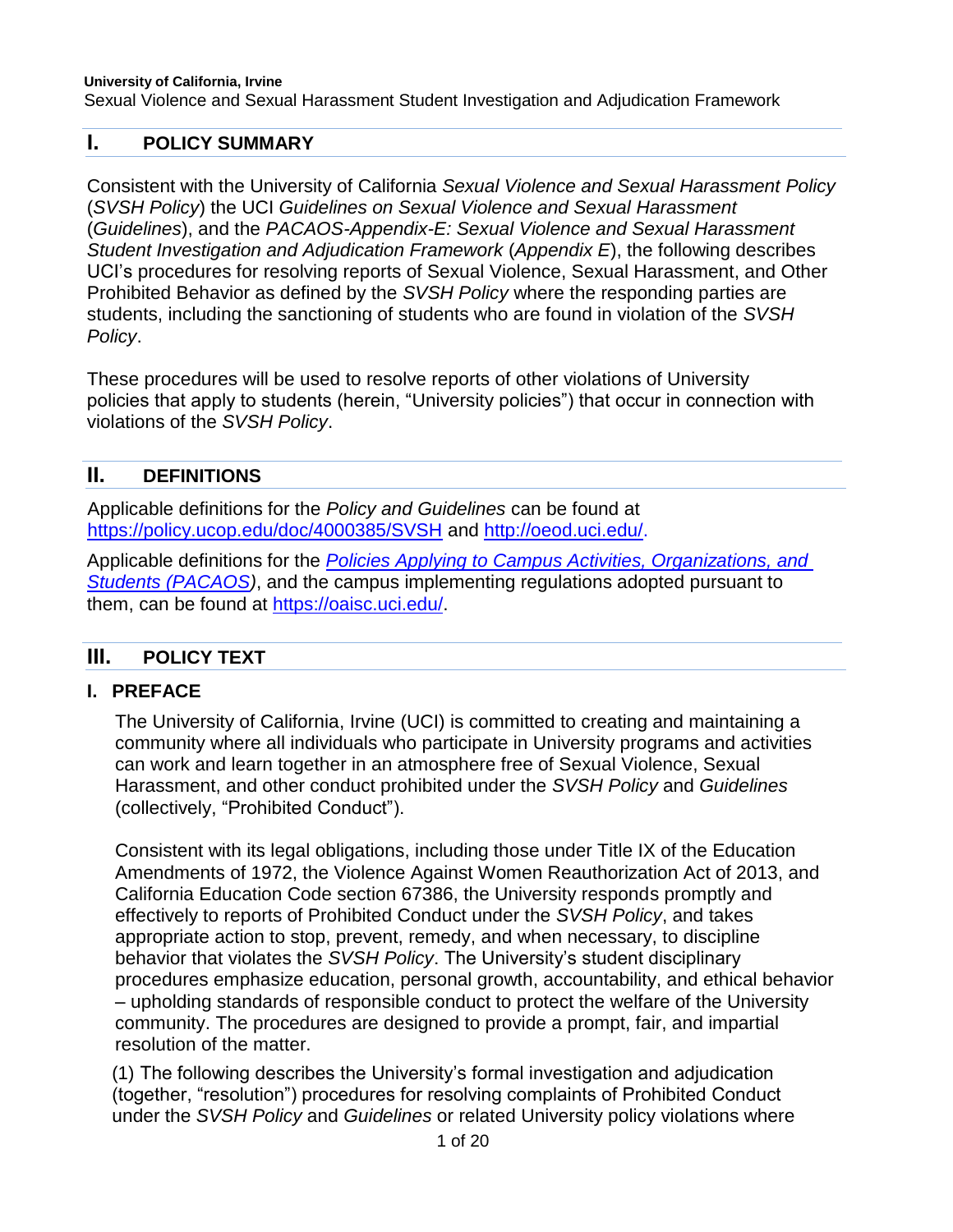**University of California, Irvine**

Sexual Violence and Sexual Harassment Student Investigation and Adjudication Framework

## I. POLICY SUMMARY

Consistent with the University of California *Sexual Violence and Sexual Harassment Policy* (*SVSH Policy*) the UCI *Guidelines on Sexual Violence and Sexual Harassment* (*Guidelines*), and the *PACAOS-Appendix-E: Sexual Violence and Sexual Harassment Student Investigation and Adjudication Framework* (*Appendix E*), the following describes UCI's procedures for resolving reports of Sexual Violence, Sexual Harassment, and Other Prohibited Behavior as defined by the *SVSH Policy* where the responding parties are students, including the sanctioning of students who are found in violation of the *SVSH Policy*.

These procedures will be used to resolve reports of other violations of University policies that apply to students (herein, "University policies") that occur in connection with violations of the *SVSH Policy*.

## II. DEFINITIONS

Applicable definitions for the *Policy and Guidelines* can be found at [https://policy.ucop.edu/doc/4000385/SVSH](https://policy.ucop.edu/doc/4000385/SVSH) and [http://oeod.uci.edu/](http://oeod.uci.edu/).

Applicable definitions for the [*Policies Applying to Campus Activities, Organizations, and Students (PACAOS)*](#), and the campus implementing regulations adopted pursuant to them, can be found at [https://oaisc.uci.edu/](https://oaisc.uci.edu/).

## III. POLICY TEXT

### I. PREFACE

The University of California, Irvine (UCI) is committed to creating and maintaining a community where all individuals who participate in University programs and activities can work and learn together in an atmosphere free of Sexual Violence, Sexual Harassment, and other conduct prohibited under the *SVSH Policy* and *Guidelines* (collectively, "Prohibited Conduct").

Consistent with its legal obligations, including those under Title IX of the Education Amendments of 1972, the Violence Against Women Reauthorization Act of 2013, and California Education Code section 67386, the University responds promptly and effectively to reports of Prohibited Conduct under the *SVSH Policy*, and takes appropriate action to stop, prevent, remedy, and when necessary, to discipline behavior that violates the *SVSH Policy*. The University's student disciplinary procedures emphasize education, personal growth, accountability, and ethical behavior – upholding standards of responsible conduct to protect the welfare of the University community. The procedures are designed to provide a prompt, fair, and impartial resolution of the matter.

(1) The following describes the University's formal investigation and adjudication (together, "resolution") procedures for resolving complaints of Prohibited Conduct under the *SVSH Policy* and *Guidelines* or related University policy violations where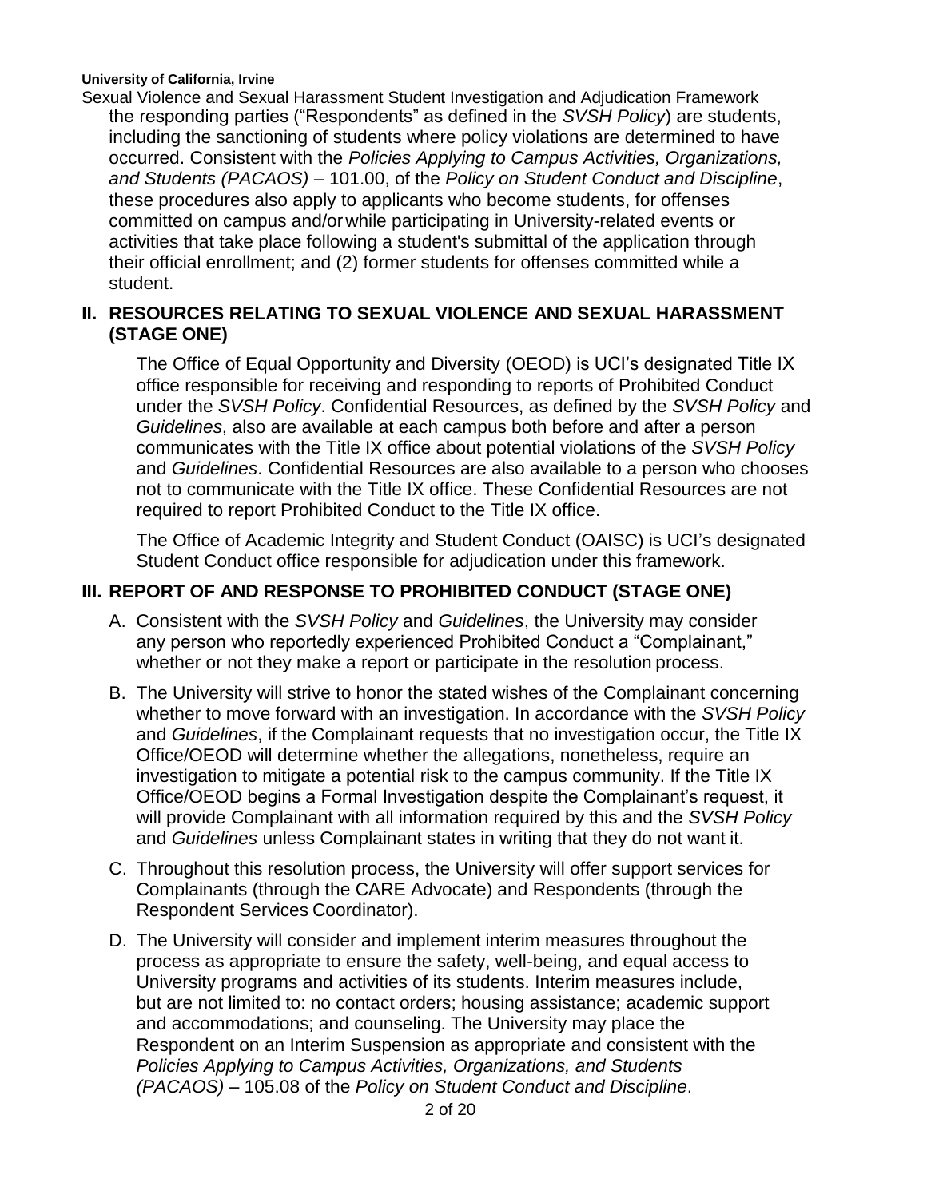the responding parties ("Respondents" as defined in the *SVSH Policy*) are students, including the sanctioning of students where policy violations are determined to have occurred. Consistent with the *Policies Applying to Campus Activities, Organizations, and Students (PACAOS)* – 101.00, of the *Policy on Student Conduct and Discipline*, these procedures also apply to applicants who become students, for offenses committed on campus and/or while participating in University-related events or activities that take place following a student's submittal of the application through their official enrollment; and (2) former students for offenses committed while a student.

## II. RESOURCES RELATING TO SEXUAL VIOLENCE AND SEXUAL HARASSMENT (STAGE ONE)

The Office of Equal Opportunity and Diversity (OEOD) is UCI's designated Title IX office responsible for receiving and responding to reports of Prohibited Conduct under the *SVSH Policy*. Confidential Resources, as defined by the *SVSH Policy* and *Guidelines*, also are available at each campus both before and after a person communicates with the Title IX office about potential violations of the *SVSH Policy* and *Guidelines*. Confidential Resources are also available to a person who chooses not to communicate with the Title IX office. These Confidential Resources are not required to report Prohibited Conduct to the Title IX office.

The Office of Academic Integrity and Student Conduct (OAISC) is UCI's designated Student Conduct office responsible for adjudication under this framework.

## III. REPORT OF AND RESPONSE TO PROHIBITED CONDUCT (STAGE ONE)

A. Consistent with the *SVSH Policy* and *Guidelines*, the University may consider any person who reportedly experienced Prohibited Conduct a "Complainant," whether or not they make a report or participate in the resolution process.

B. The University will strive to honor the stated wishes of the Complainant concerning whether to move forward with an investigation. In accordance with the *SVSH Policy* and *Guidelines*, if the Complainant requests that no investigation occur, the Title IX Office/OEOD will determine whether the allegations, nonetheless, require an investigation to mitigate a potential risk to the campus community. If the Title IX Office/OEOD begins a Formal Investigation despite the Complainant's request, it will provide Complainant with all information required by this and the *SVSH Policy* and *Guidelines* unless Complainant states in writing that they do not want it.

C. Throughout this resolution process, the University will offer support services for Complainants (through the CARE Advocate) and Respondents (through the Respondent Services Coordinator).

D. The University will consider and implement interim measures throughout the process as appropriate to ensure the safety, well-being, and equal access to University programs and activities of its students. Interim measures include, but are not limited to: no contact orders; housing assistance; academic support and accommodations; and counseling. The University may place the Respondent on an Interim Suspension as appropriate and consistent with the *Policies Applying to Campus Activities, Organizations, and Students (PACAOS)* – 105.08 of the *Policy on Student Conduct and Discipline*.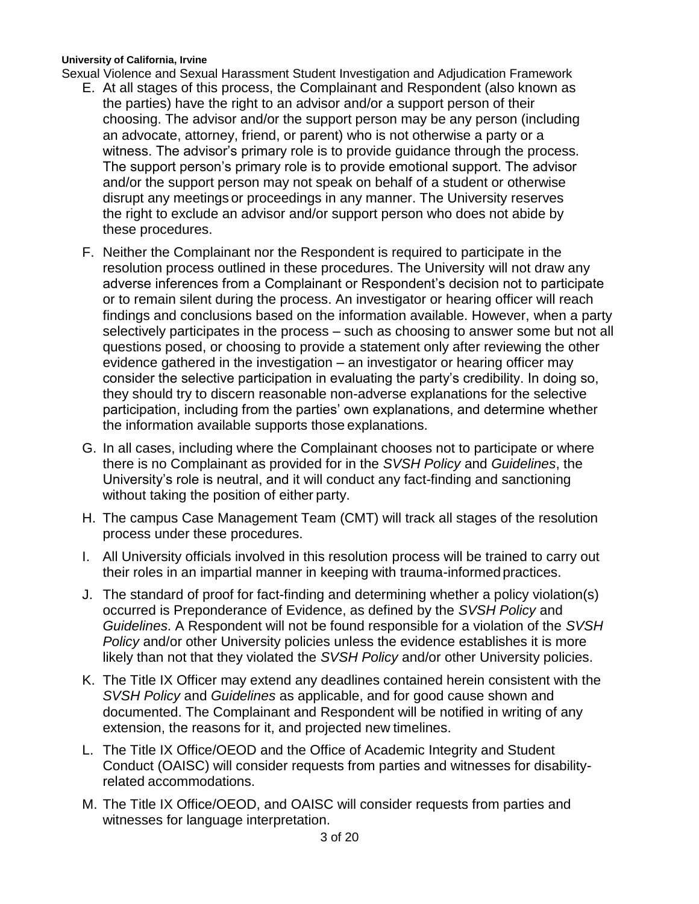E. At all stages of this process, the Complainant and Respondent (also known as the parties) have the right to an advisor and/or a support person of their choosing. The advisor and/or the support person may be any person (including an advocate, attorney, friend, or parent) who is not otherwise a party or a witness. The advisor's primary role is to provide guidance through the process. The support person's primary role is to provide emotional support. The advisor and/or the support person may not speak on behalf of a student or otherwise disrupt any meetings or proceedings in any manner. The University reserves the right to exclude an advisor and/or support person who does not abide by these procedures.

F. Neither the Complainant nor the Respondent is required to participate in the resolution process outlined in these procedures. The University will not draw any adverse inferences from a Complainant or Respondent's decision not to participate or to remain silent during the process. An investigator or hearing officer will reach findings and conclusions based on the information available. However, when a party selectively participates in the process – such as choosing to answer some but not all questions posed, or choosing to provide a statement only after reviewing the other evidence gathered in the investigation – an investigator or hearing officer may consider the selective participation in evaluating the party's credibility. In doing so, they should try to discern reasonable non-adverse explanations for the selective participation, including from the parties' own explanations, and determine whether the information available supports those explanations.

G. In all cases, including where the Complainant chooses not to participate or where there is no Complainant as provided for in the *SVSH Policy* and *Guidelines*, the University's role is neutral, and it will conduct any fact-finding and sanctioning without taking the position of either party.

H. The campus Case Management Team (CMT) will track all stages of the resolution process under these procedures.

I. All University officials involved in this resolution process will be trained to carry out their roles in an impartial manner in keeping with trauma-informed practices.

J. The standard of proof for fact-finding and determining whether a policy violation(s) occurred is Preponderance of Evidence, as defined by the *SVSH Policy* and *Guidelines*. A Respondent will not be found responsible for a violation of the *SVSH Policy* and/or other University policies unless the evidence establishes it is more likely than not that they violated the *SVSH Policy* and/or other University policies.

K. The Title IX Officer may extend any deadlines contained herein consistent with the *SVSH Policy* and *Guidelines* as applicable, and for good cause shown and documented. The Complainant and Respondent will be notified in writing of any extension, the reasons for it, and projected new timelines.

L. The Title IX Office/OEOD and the Office of Academic Integrity and Student Conduct (OAISC) will consider requests from parties and witnesses for disability-related accommodations.

M. The Title IX Office/OEOD, and OAISC will consider requests from parties and witnesses for language interpretation.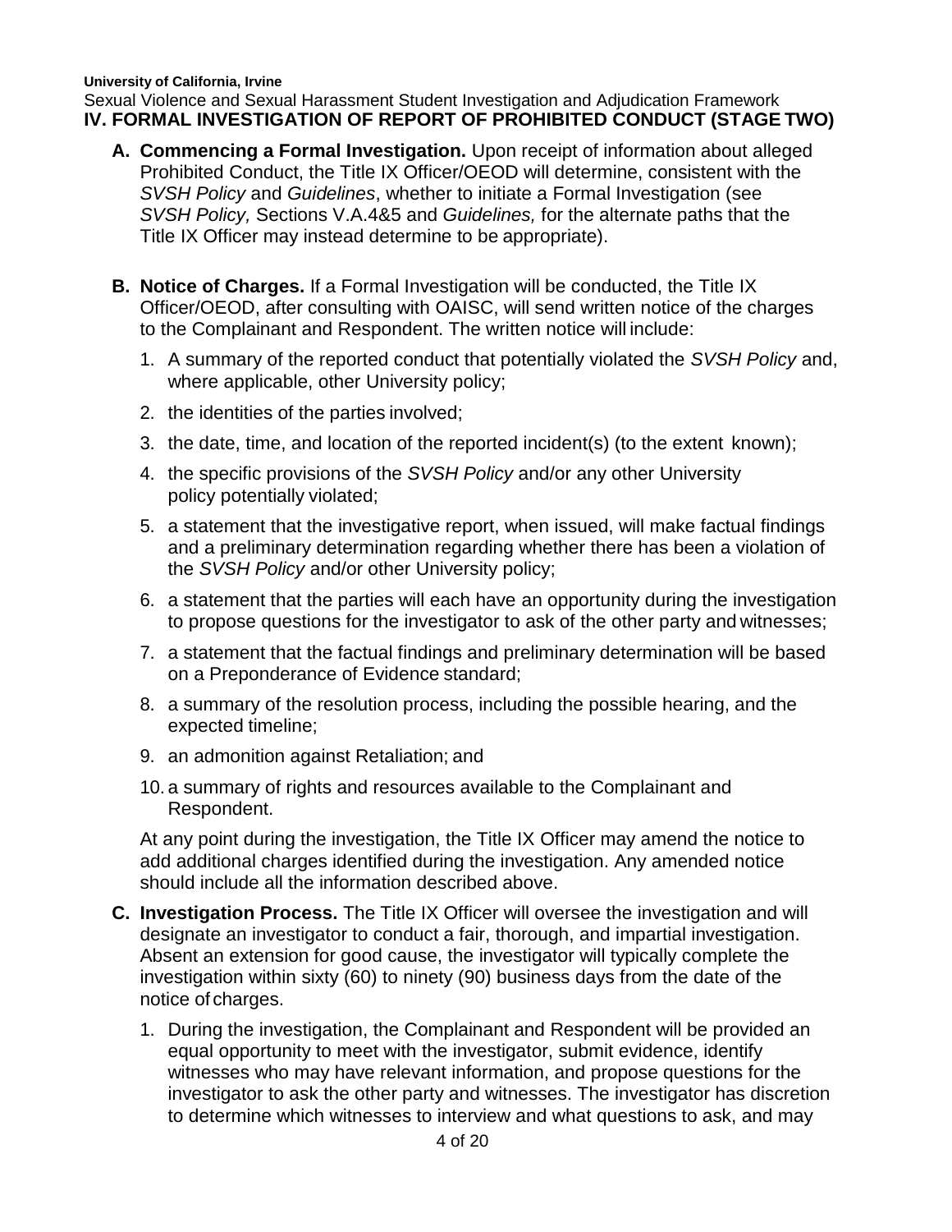## IV. FORMAL INVESTIGATION OF REPORT OF PROHIBITED CONDUCT (STAGE TWO)

**A. Commencing a Formal Investigation.** Upon receipt of information about alleged Prohibited Conduct, the Title IX Officer/OEOD will determine, consistent with the *SVSH Policy* and *Guidelines*, whether to initiate a Formal Investigation (see *SVSH Policy,* Sections V.A.4&5 and *Guidelines,* for the alternate paths that the Title IX Officer may instead determine to be appropriate).

**B. Notice of Charges.** If a Formal Investigation will be conducted, the Title IX Officer/OEOD, after consulting with OAISC, will send written notice of the charges to the Complainant and Respondent. The written notice will include:

1. A summary of the reported conduct that potentially violated the *SVSH Policy* and, where applicable, other University policy;
2. the identities of the parties involved;
3. the date, time, and location of the reported incident(s) (to the extent known);
4. the specific provisions of the *SVSH Policy* and/or any other University policy potentially violated;
5. a statement that the investigative report, when issued, will make factual findings and a preliminary determination regarding whether there has been a violation of the *SVSH Policy* and/or other University policy;
6. a statement that the parties will each have an opportunity during the investigation to propose questions for the investigator to ask of the other party and witnesses;
7. a statement that the factual findings and preliminary determination will be based on a Preponderance of Evidence standard;
8. a summary of the resolution process, including the possible hearing, and the expected timeline;
9. an admonition against Retaliation; and
10. a summary of rights and resources available to the Complainant and Respondent.

At any point during the investigation, the Title IX Officer may amend the notice to add additional charges identified during the investigation. Any amended notice should include all the information described above.

**C. Investigation Process.** The Title IX Officer will oversee the investigation and will designate an investigator to conduct a fair, thorough, and impartial investigation. Absent an extension for good cause, the investigator will typically complete the investigation within sixty (60) to ninety (90) business days from the date of the notice of charges.

1. During the investigation, the Complainant and Respondent will be provided an equal opportunity to meet with the investigator, submit evidence, identify witnesses who may have relevant information, and propose questions for the investigator to ask the other party and witnesses. The investigator has discretion to determine which witnesses to interview and what questions to ask, and may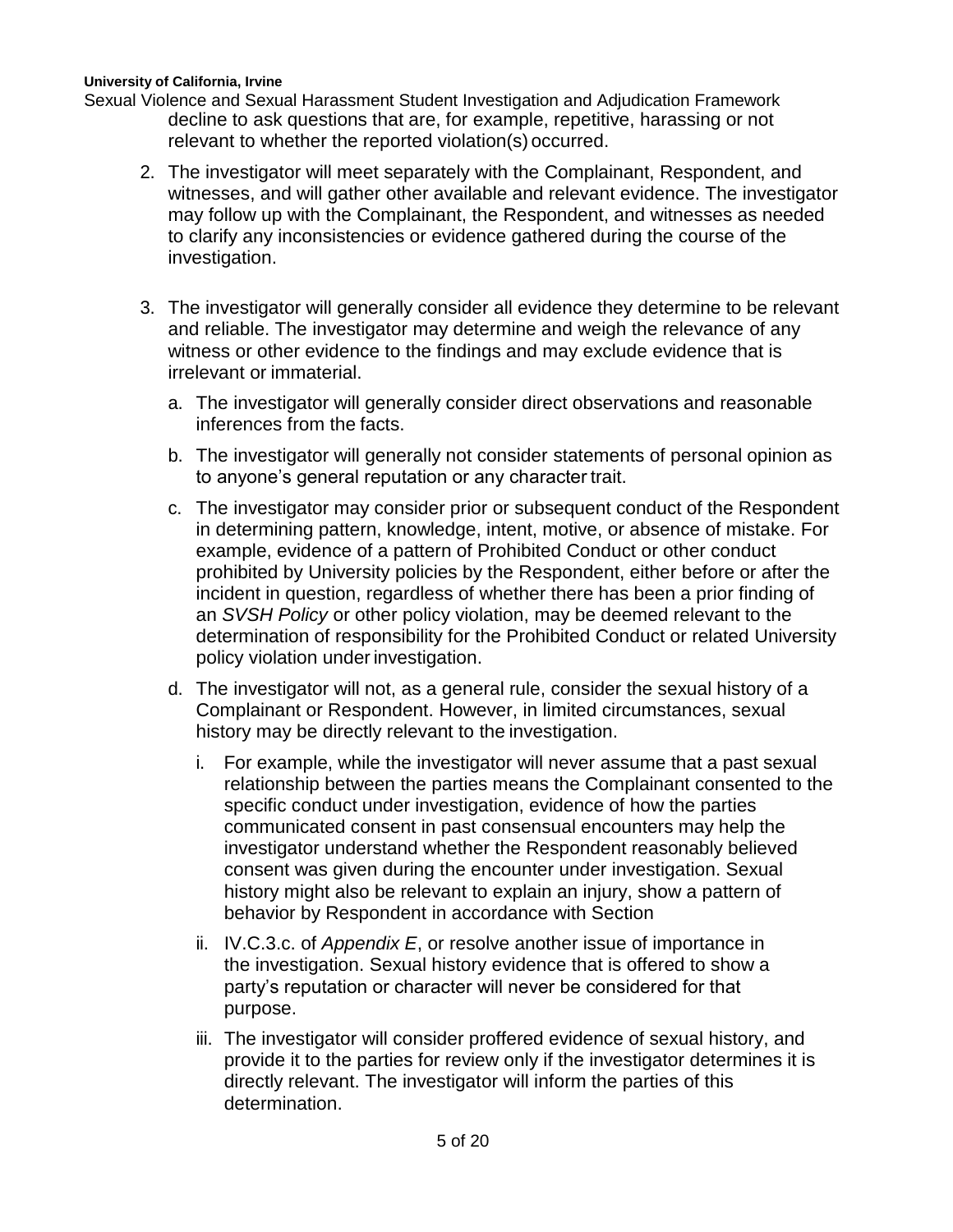decline to ask questions that are, for example, repetitive, harassing or not relevant to whether the reported violation(s) occurred.

2. The investigator will meet separately with the Complainant, Respondent, and witnesses, and will gather other available and relevant evidence. The investigator may follow up with the Complainant, the Respondent, and witnesses as needed to clarify any inconsistencies or evidence gathered during the course of the investigation.

3. The investigator will generally consider all evidence they determine to be relevant and reliable. The investigator may determine and weigh the relevance of any witness or other evidence to the findings and may exclude evidence that is irrelevant or immaterial.

   a. The investigator will generally consider direct observations and reasonable inferences from the facts.

   b. The investigator will generally not consider statements of personal opinion as to anyone's general reputation or any character trait.

   c. The investigator may consider prior or subsequent conduct of the Respondent in determining pattern, knowledge, intent, motive, or absence of mistake. For example, evidence of a pattern of Prohibited Conduct or other conduct prohibited by University policies by the Respondent, either before or after the incident in question, regardless of whether there has been a prior finding of an *SVSH Policy* or other policy violation, may be deemed relevant to the determination of responsibility for the Prohibited Conduct or related University policy violation under investigation.

   d. The investigator will not, as a general rule, consider the sexual history of a Complainant or Respondent. However, in limited circumstances, sexual history may be directly relevant to the investigation.

      i. For example, while the investigator will never assume that a past sexual relationship between the parties means the Complainant consented to the specific conduct under investigation, evidence of how the parties communicated consent in past consensual encounters may help the investigator understand whether the Respondent reasonably believed consent was given during the encounter under investigation. Sexual history might also be relevant to explain an injury, show a pattern of behavior by Respondent in accordance with Section

      ii. IV.C.3.c. of *Appendix E*, or resolve another issue of importance in the investigation. Sexual history evidence that is offered to show a party's reputation or character will never be considered for that purpose.

      iii. The investigator will consider proffered evidence of sexual history, and provide it to the parties for review only if the investigator determines it is directly relevant. The investigator will inform the parties of this determination.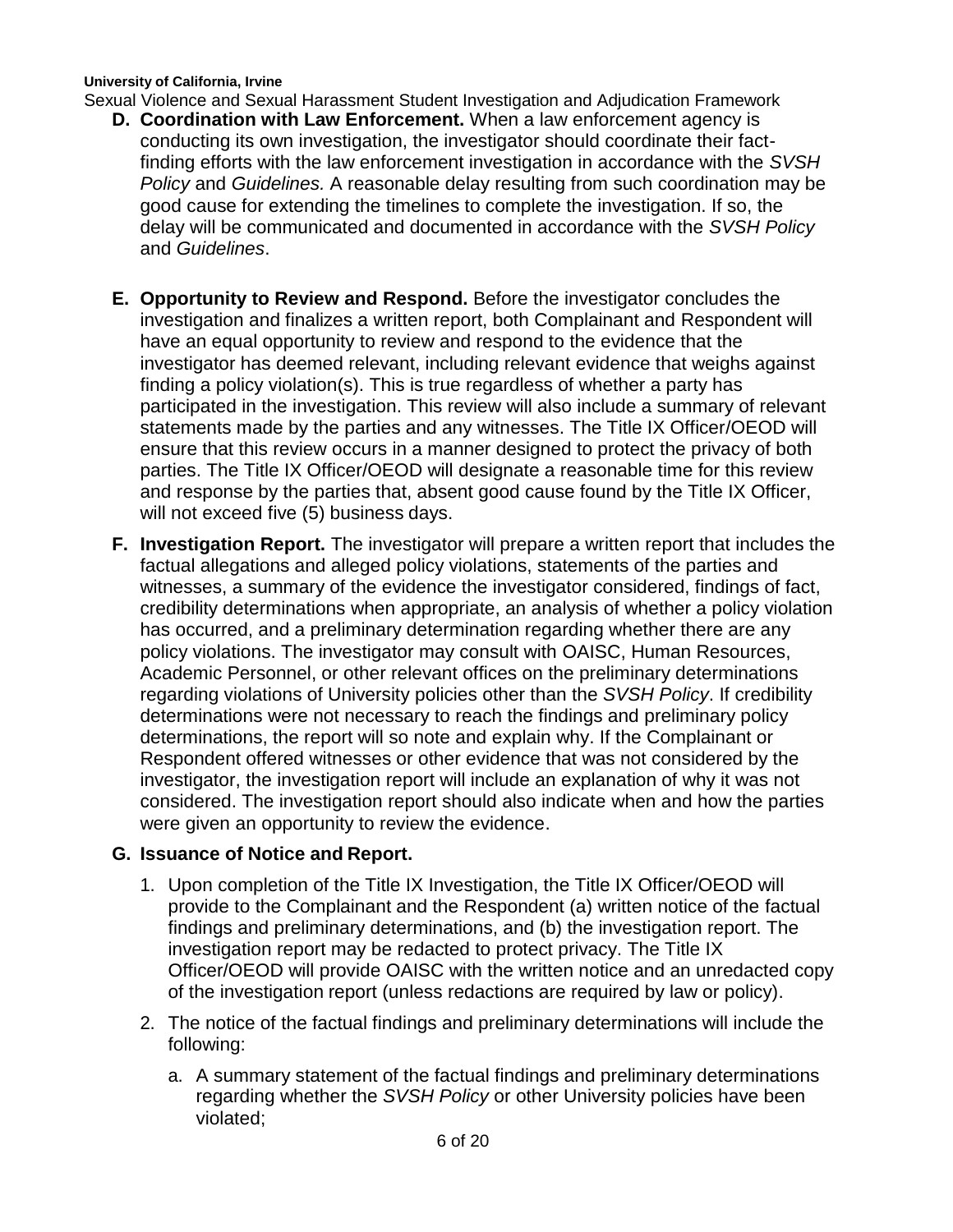**D. Coordination with Law Enforcement.** When a law enforcement agency is conducting its own investigation, the investigator should coordinate their fact-finding efforts with the law enforcement investigation in accordance with the *SVSH Policy* and *Guidelines.* A reasonable delay resulting from such coordination may be good cause for extending the timelines to complete the investigation. If so, the delay will be communicated and documented in accordance with the *SVSH Policy* and *Guidelines*.

**E. Opportunity to Review and Respond.** Before the investigator concludes the investigation and finalizes a written report, both Complainant and Respondent will have an equal opportunity to review and respond to the evidence that the investigator has deemed relevant, including relevant evidence that weighs against finding a policy violation(s). This is true regardless of whether a party has participated in the investigation. This review will also include a summary of relevant statements made by the parties and any witnesses. The Title IX Officer/OEOD will ensure that this review occurs in a manner designed to protect the privacy of both parties. The Title IX Officer/OEOD will designate a reasonable time for this review and response by the parties that, absent good cause found by the Title IX Officer, will not exceed five (5) business days.

**F. Investigation Report.** The investigator will prepare a written report that includes the factual allegations and alleged policy violations, statements of the parties and witnesses, a summary of the evidence the investigator considered, findings of fact, credibility determinations when appropriate, an analysis of whether a policy violation has occurred, and a preliminary determination regarding whether there are any policy violations. The investigator may consult with OAISC, Human Resources, Academic Personnel, or other relevant offices on the preliminary determinations regarding violations of University policies other than the *SVSH Policy*. If credibility determinations were not necessary to reach the findings and preliminary policy determinations, the report will so note and explain why. If the Complainant or Respondent offered witnesses or other evidence that was not considered by the investigator, the investigation report will include an explanation of why it was not considered. The investigation report should also indicate when and how the parties were given an opportunity to review the evidence.

**G. Issuance of Notice and Report.**

1. Upon completion of the Title IX Investigation, the Title IX Officer/OEOD will provide to the Complainant and the Respondent (a) written notice of the factual findings and preliminary determinations, and (b) the investigation report. The investigation report may be redacted to protect privacy. The Title IX Officer/OEOD will provide OAISC with the written notice and an unredacted copy of the investigation report (unless redactions are required by law or policy).

2. The notice of the factual findings and preliminary determinations will include the following:

   a. A summary statement of the factual findings and preliminary determinations regarding whether the *SVSH Policy* or other University policies have been violated;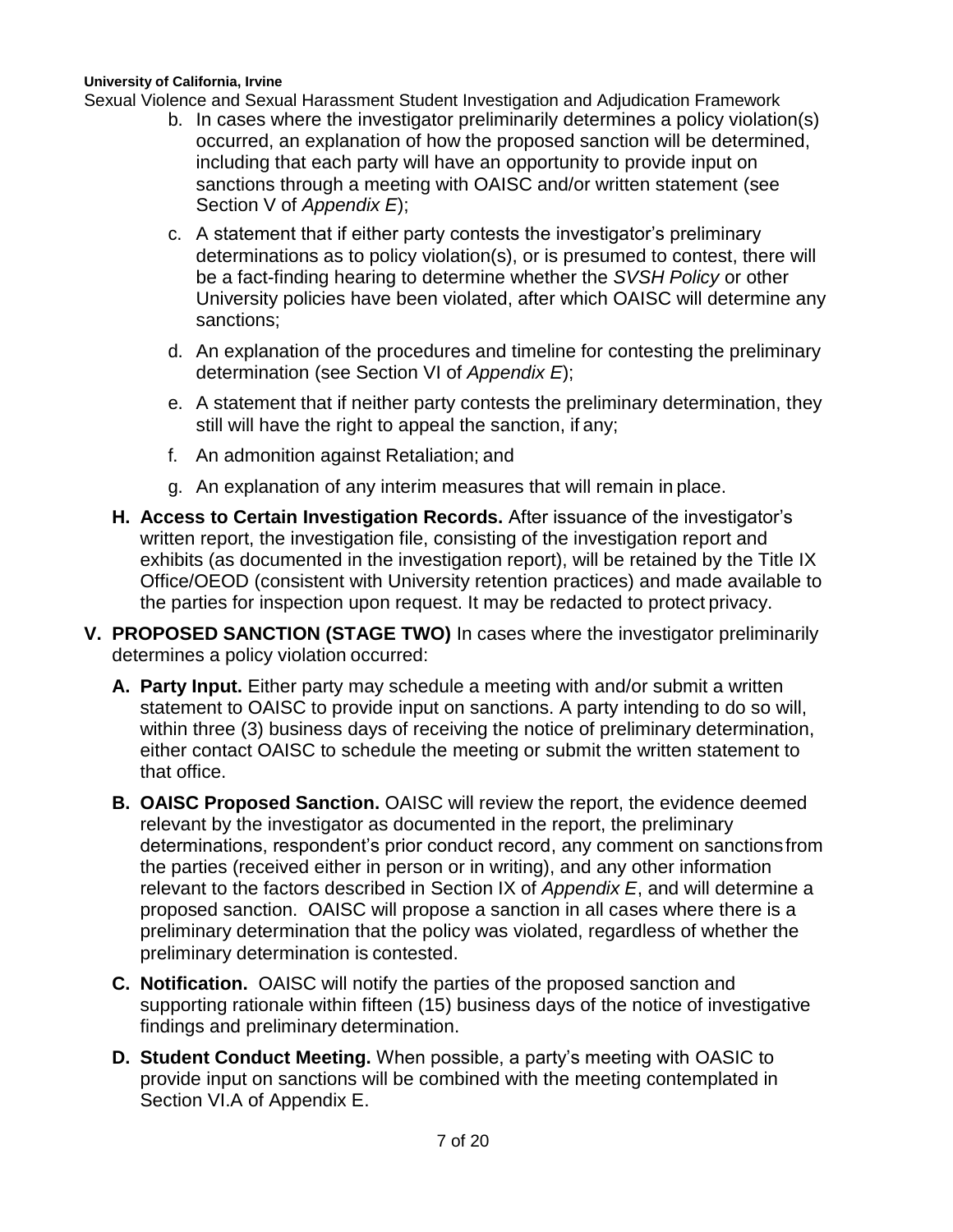b. In cases where the investigator preliminarily determines a policy violation(s) occurred, an explanation of how the proposed sanction will be determined, including that each party will have an opportunity to provide input on sanctions through a meeting with OAISC and/or written statement (see Section V of *Appendix E*);

c. A statement that if either party contests the investigator's preliminary determinations as to policy violation(s), or is presumed to contest, there will be a fact-finding hearing to determine whether the *SVSH Policy* or other University policies have been violated, after which OAISC will determine any sanctions;

d. An explanation of the procedures and timeline for contesting the preliminary determination (see Section VI of *Appendix E*);

e. A statement that if neither party contests the preliminary determination, they still will have the right to appeal the sanction, if any;

f. An admonition against Retaliation; and

g. An explanation of any interim measures that will remain in place.

**H. Access to Certain Investigation Records.** After issuance of the investigator's written report, the investigation file, consisting of the investigation report and exhibits (as documented in the investigation report), will be retained by the Title IX Office/OEOD (consistent with University retention practices) and made available to the parties for inspection upon request. It may be redacted to protect privacy.

## V. PROPOSED SANCTION (STAGE TWO)

In cases where the investigator preliminarily determines a policy violation occurred:

**A. Party Input.** Either party may schedule a meeting with and/or submit a written statement to OAISC to provide input on sanctions. A party intending to do so will, within three (3) business days of receiving the notice of preliminary determination, either contact OAISC to schedule the meeting or submit the written statement to that office.

**B. OAISC Proposed Sanction.** OAISC will review the report, the evidence deemed relevant by the investigator as documented in the report, the preliminary determinations, respondent's prior conduct record, any comment on sanctions from the parties (received either in person or in writing), and any other information relevant to the factors described in Section IX of *Appendix E*, and will determine a proposed sanction. OAISC will propose a sanction in all cases where there is a preliminary determination that the policy was violated, regardless of whether the preliminary determination is contested.

**C. Notification.** OAISC will notify the parties of the proposed sanction and supporting rationale within fifteen (15) business days of the notice of investigative findings and preliminary determination.

**D. Student Conduct Meeting.** When possible, a party's meeting with OASIC to provide input on sanctions will be combined with the meeting contemplated in Section VI.A of Appendix E.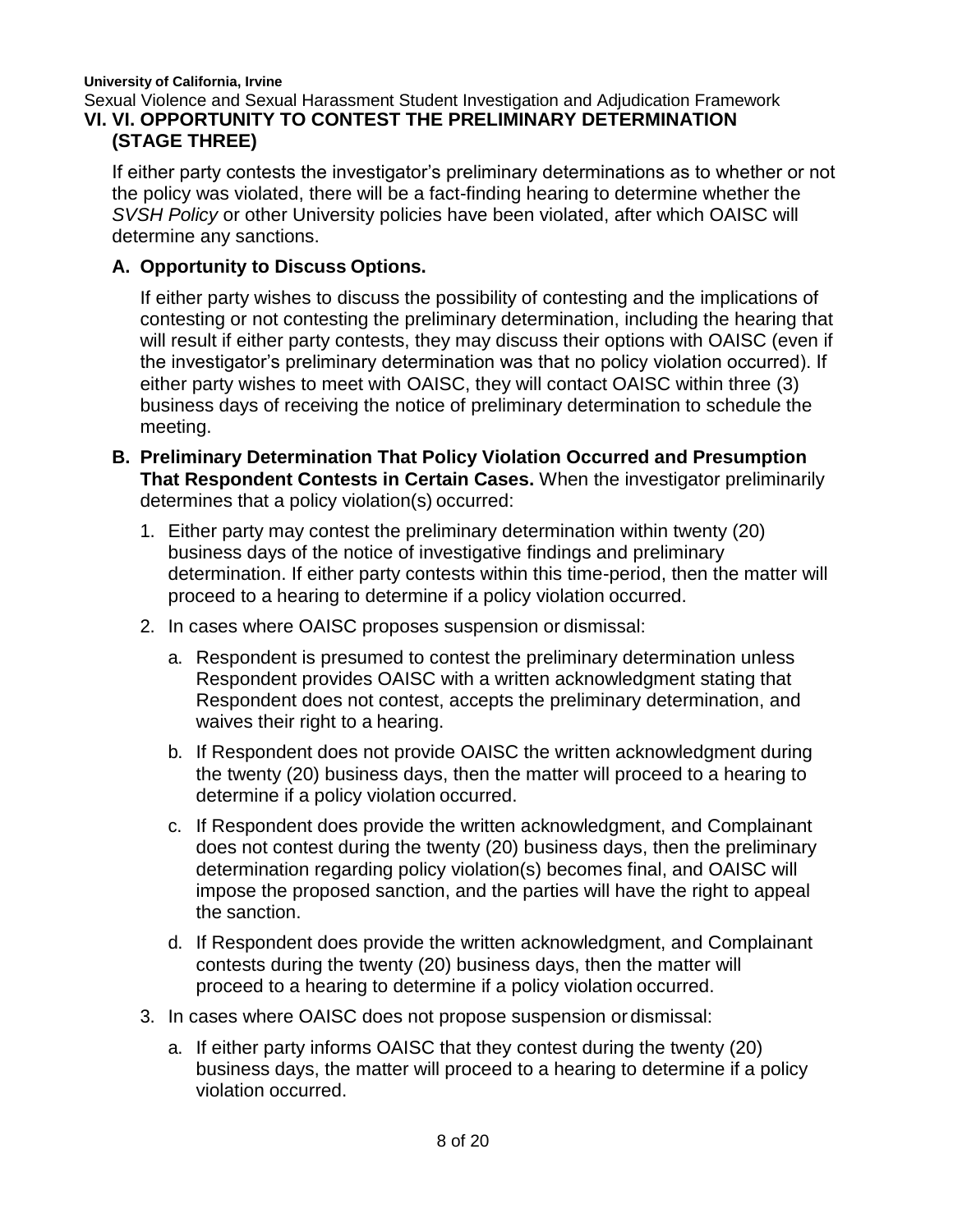## VI. VI. OPPORTUNITY TO CONTEST THE PRELIMINARY DETERMINATION (STAGE THREE)

If either party contests the investigator's preliminary determinations as to whether or not the policy was violated, there will be a fact-finding hearing to determine whether the *SVSH Policy* or other University policies have been violated, after which OAISC will determine any sanctions.

### A. Opportunity to Discuss Options.

If either party wishes to discuss the possibility of contesting and the implications of contesting or not contesting the preliminary determination, including the hearing that will result if either party contests, they may discuss their options with OAISC (even if the investigator's preliminary determination was that no policy violation occurred). If either party wishes to meet with OAISC, they will contact OAISC within three (3) business days of receiving the notice of preliminary determination to schedule the meeting.

### B. Preliminary Determination That Policy Violation Occurred and Presumption That Respondent Contests in Certain Cases.

When the investigator preliminarily determines that a policy violation(s) occurred:

1. Either party may contest the preliminary determination within twenty (20) business days of the notice of investigative findings and preliminary determination. If either party contests within this time-period, then the matter will proceed to a hearing to determine if a policy violation occurred.
2. In cases where OAISC proposes suspension or dismissal:
   a. Respondent is presumed to contest the preliminary determination unless Respondent provides OAISC with a written acknowledgment stating that Respondent does not contest, accepts the preliminary determination, and waives their right to a hearing.
   b. If Respondent does not provide OAISC the written acknowledgment during the twenty (20) business days, then the matter will proceed to a hearing to determine if a policy violation occurred.
   c. If Respondent does provide the written acknowledgment, and Complainant does not contest during the twenty (20) business days, then the preliminary determination regarding policy violation(s) becomes final, and OAISC will impose the proposed sanction, and the parties will have the right to appeal the sanction.
   d. If Respondent does provide the written acknowledgment, and Complainant contests during the twenty (20) business days, then the matter will proceed to a hearing to determine if a policy violation occurred.
3. In cases where OAISC does not propose suspension or dismissal:
   a. If either party informs OAISC that they contest during the twenty (20) business days, the matter will proceed to a hearing to determine if a policy violation occurred.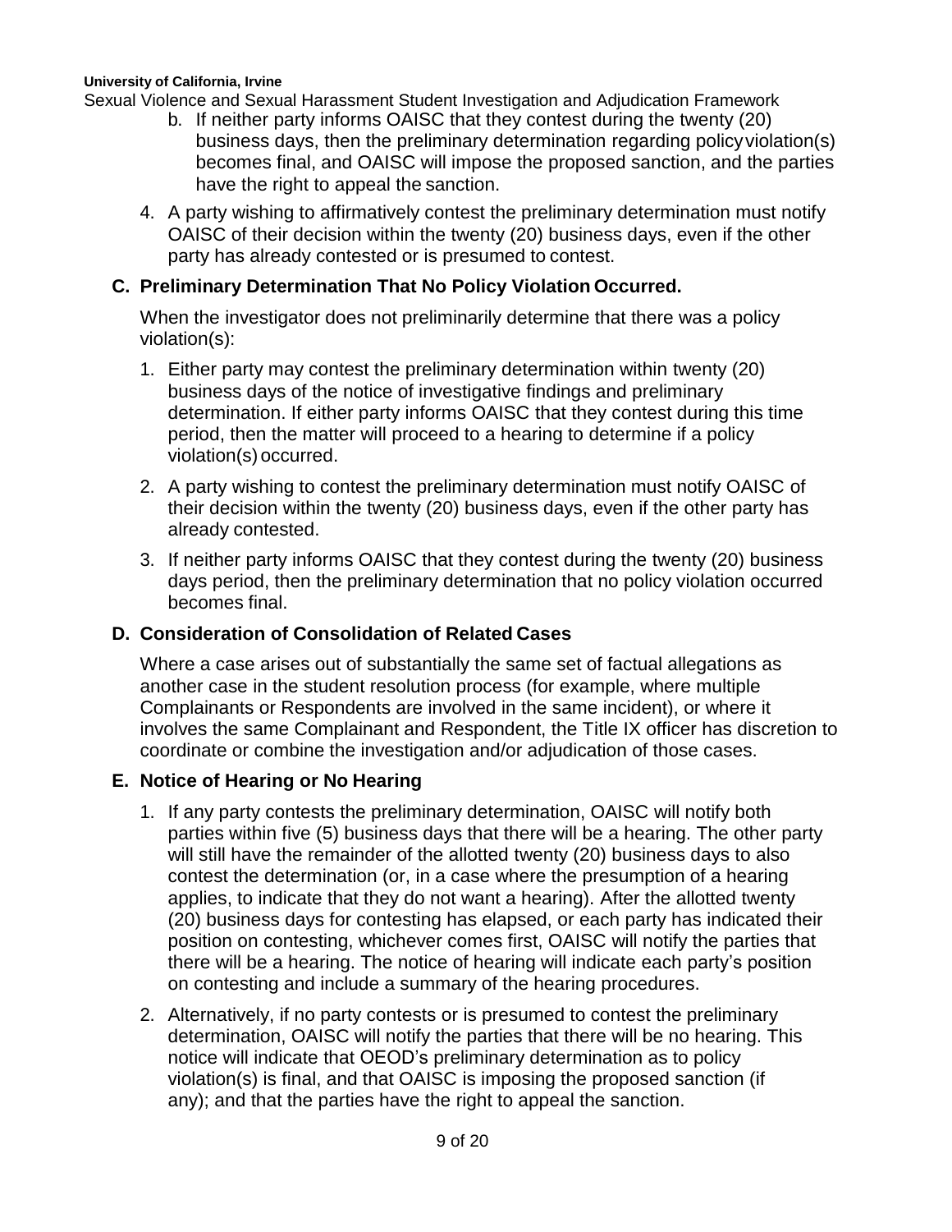b. If neither party informs OAISC that they contest during the twenty (20) business days, then the preliminary determination regarding policy violation(s) becomes final, and OAISC will impose the proposed sanction, and the parties have the right to appeal the sanction.

4. A party wishing to affirmatively contest the preliminary determination must notify OAISC of their decision within the twenty (20) business days, even if the other party has already contested or is presumed to contest.

### C. Preliminary Determination That No Policy Violation Occurred.

When the investigator does not preliminarily determine that there was a policy violation(s):

1. Either party may contest the preliminary determination within twenty (20) business days of the notice of investigative findings and preliminary determination. If either party informs OAISC that they contest during this time period, then the matter will proceed to a hearing to determine if a policy violation(s) occurred.
2. A party wishing to contest the preliminary determination must notify OAISC of their decision within the twenty (20) business days, even if the other party has already contested.
3. If neither party informs OAISC that they contest during the twenty (20) business days period, then the preliminary determination that no policy violation occurred becomes final.

### D. Consideration of Consolidation of Related Cases

Where a case arises out of substantially the same set of factual allegations as another case in the student resolution process (for example, where multiple Complainants or Respondents are involved in the same incident), or where it involves the same Complainant and Respondent, the Title IX officer has discretion to coordinate or combine the investigation and/or adjudication of those cases.

### E. Notice of Hearing or No Hearing

1. If any party contests the preliminary determination, OAISC will notify both parties within five (5) business days that there will be a hearing. The other party will still have the remainder of the allotted twenty (20) business days to also contest the determination (or, in a case where the presumption of a hearing applies, to indicate that they do not want a hearing). After the allotted twenty (20) business days for contesting has elapsed, or each party has indicated their position on contesting, whichever comes first, OAISC will notify the parties that there will be a hearing. The notice of hearing will indicate each party's position on contesting and include a summary of the hearing procedures.
2. Alternatively, if no party contests or is presumed to contest the preliminary determination, OAISC will notify the parties that there will be no hearing. This notice will indicate that OEOD's preliminary determination as to policy violation(s) is final, and that OAISC is imposing the proposed sanction (if any); and that the parties have the right to appeal the sanction.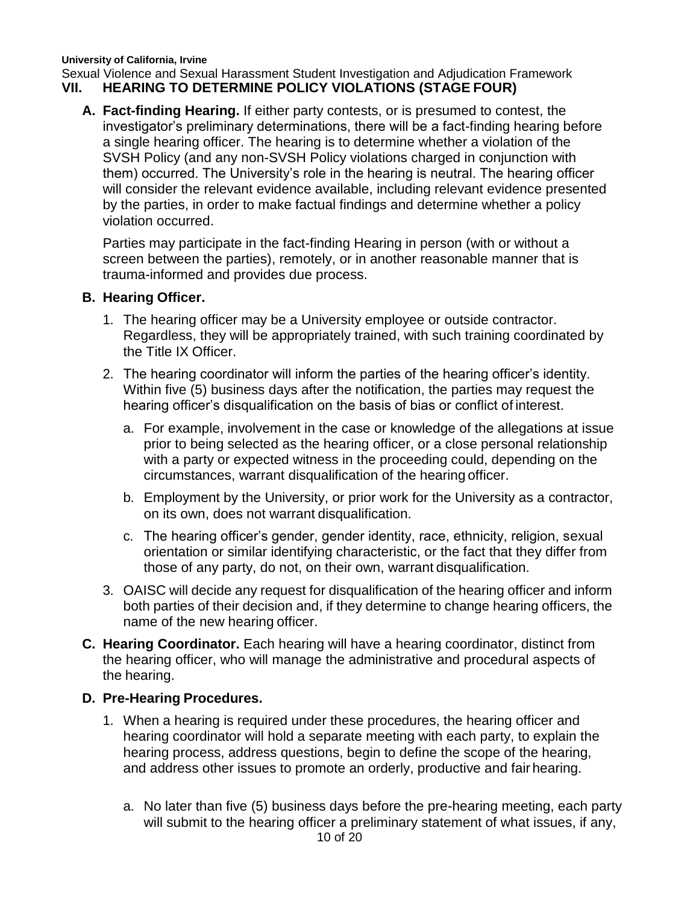## VII. HEARING TO DETERMINE POLICY VIOLATIONS (STAGE FOUR)

**A. Fact-finding Hearing.** If either party contests, or is presumed to contest, the investigator's preliminary determinations, there will be a fact-finding hearing before a single hearing officer. The hearing is to determine whether a violation of the SVSH Policy (and any non-SVSH Policy violations charged in conjunction with them) occurred. The University's role in the hearing is neutral. The hearing officer will consider the relevant evidence available, including relevant evidence presented by the parties, in order to make factual findings and determine whether a policy violation occurred.

Parties may participate in the fact-finding Hearing in person (with or without a screen between the parties), remotely, or in another reasonable manner that is trauma-informed and provides due process.

**B. Hearing Officer.**

1. The hearing officer may be a University employee or outside contractor. Regardless, they will be appropriately trained, with such training coordinated by the Title IX Officer.
2. The hearing coordinator will inform the parties of the hearing officer's identity. Within five (5) business days after the notification, the parties may request the hearing officer's disqualification on the basis of bias or conflict of interest.
   a. For example, involvement in the case or knowledge of the allegations at issue prior to being selected as the hearing officer, or a close personal relationship with a party or expected witness in the proceeding could, depending on the circumstances, warrant disqualification of the hearing officer.
   b. Employment by the University, or prior work for the University as a contractor, on its own, does not warrant disqualification.
   c. The hearing officer's gender, gender identity, race, ethnicity, religion, sexual orientation or similar identifying characteristic, or the fact that they differ from those of any party, do not, on their own, warrant disqualification.
3. OAISC will decide any request for disqualification of the hearing officer and inform both parties of their decision and, if they determine to change hearing officers, the name of the new hearing officer.

**C. Hearing Coordinator.** Each hearing will have a hearing coordinator, distinct from the hearing officer, who will manage the administrative and procedural aspects of the hearing.

**D. Pre-Hearing Procedures.**

1. When a hearing is required under these procedures, the hearing officer and hearing coordinator will hold a separate meeting with each party, to explain the hearing process, address questions, begin to define the scope of the hearing, and address other issues to promote an orderly, productive and fair hearing.
   a. No later than five (5) business days before the pre-hearing meeting, each party will submit to the hearing officer a preliminary statement of what issues, if any,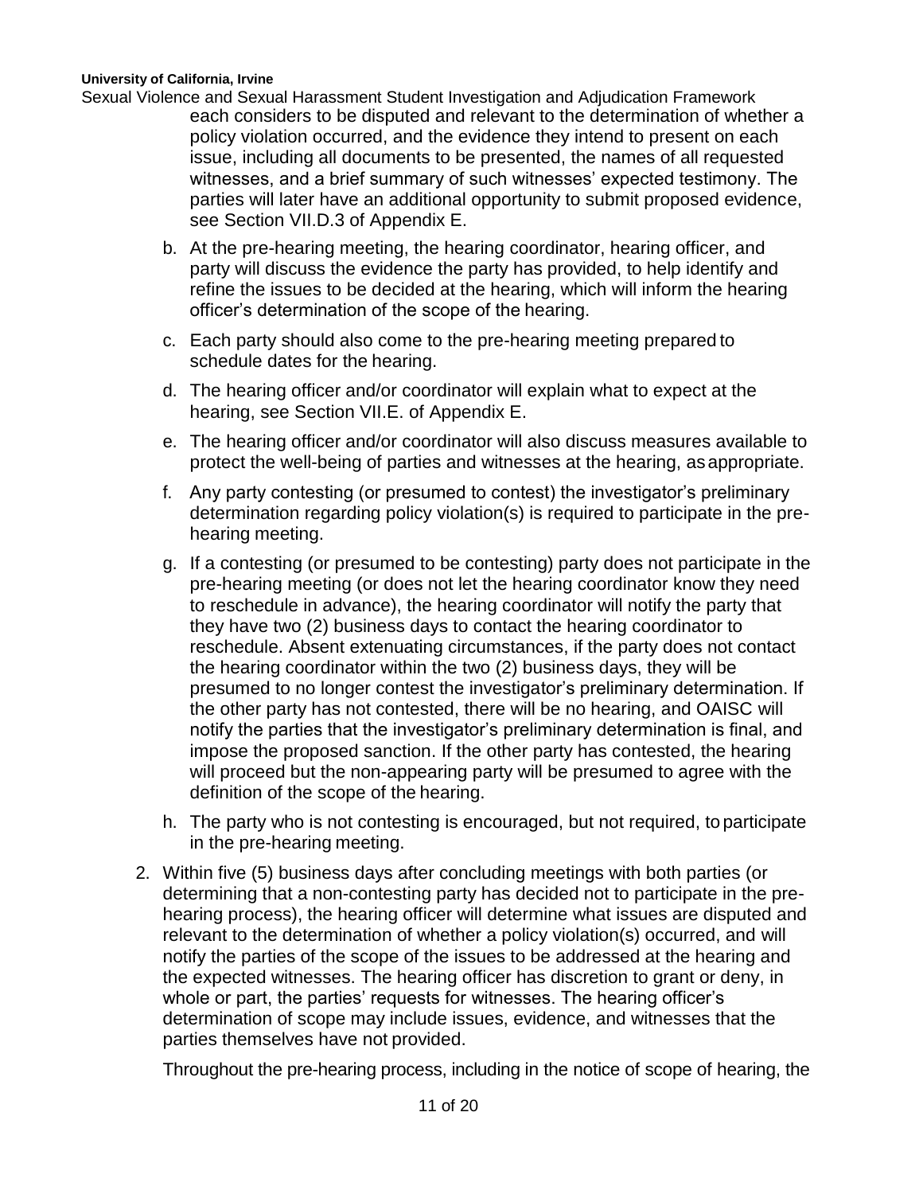each considers to be disputed and relevant to the determination of whether a policy violation occurred, and the evidence they intend to present on each issue, including all documents to be presented, the names of all requested witnesses, and a brief summary of such witnesses' expected testimony. The parties will later have an additional opportunity to submit proposed evidence, see Section VII.D.3 of Appendix E.

b. At the pre-hearing meeting, the hearing coordinator, hearing officer, and party will discuss the evidence the party has provided, to help identify and refine the issues to be decided at the hearing, which will inform the hearing officer's determination of the scope of the hearing.

c. Each party should also come to the pre-hearing meeting prepared to schedule dates for the hearing.

d. The hearing officer and/or coordinator will explain what to expect at the hearing, see Section VII.E. of Appendix E.

e. The hearing officer and/or coordinator will also discuss measures available to protect the well-being of parties and witnesses at the hearing, as appropriate.

f. Any party contesting (or presumed to contest) the investigator's preliminary determination regarding policy violation(s) is required to participate in the pre-hearing meeting.

g. If a contesting (or presumed to be contesting) party does not participate in the pre-hearing meeting (or does not let the hearing coordinator know they need to reschedule in advance), the hearing coordinator will notify the party that they have two (2) business days to contact the hearing coordinator to reschedule. Absent extenuating circumstances, if the party does not contact the hearing coordinator within the two (2) business days, they will be presumed to no longer contest the investigator's preliminary determination. If the other party has not contested, there will be no hearing, and OAISC will notify the parties that the investigator's preliminary determination is final, and impose the proposed sanction. If the other party has contested, the hearing will proceed but the non-appearing party will be presumed to agree with the definition of the scope of the hearing.

h. The party who is not contesting is encouraged, but not required, to participate in the pre-hearing meeting.

2. Within five (5) business days after concluding meetings with both parties (or determining that a non-contesting party has decided not to participate in the pre-hearing process), the hearing officer will determine what issues are disputed and relevant to the determination of whether a policy violation(s) occurred, and will notify the parties of the scope of the issues to be addressed at the hearing and the expected witnesses. The hearing officer has discretion to grant or deny, in whole or part, the parties' requests for witnesses. The hearing officer's determination of scope may include issues, evidence, and witnesses that the parties themselves have not provided.

   Throughout the pre-hearing process, including in the notice of scope of hearing, the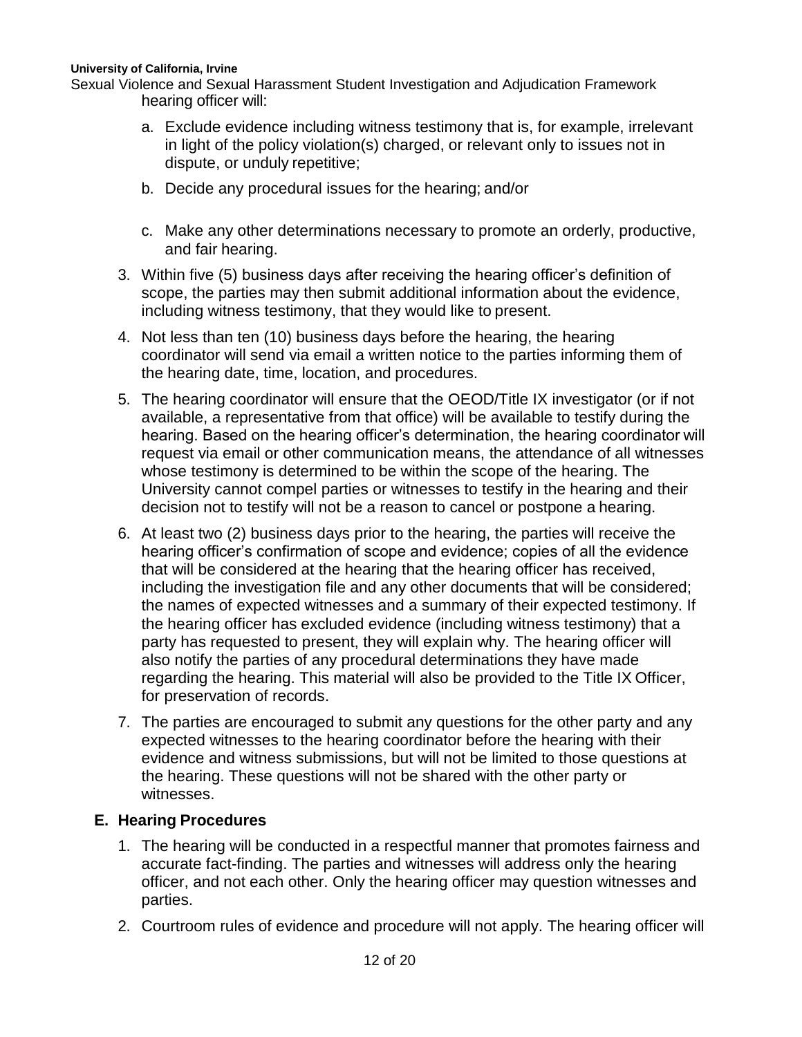hearing officer will:

a. Exclude evidence including witness testimony that is, for example, irrelevant in light of the policy violation(s) charged, or relevant only to issues not in dispute, or unduly repetitive;

b. Decide any procedural issues for the hearing; and/or

c. Make any other determinations necessary to promote an orderly, productive, and fair hearing.

3. Within five (5) business days after receiving the hearing officer's definition of scope, the parties may then submit additional information about the evidence, including witness testimony, that they would like to present.

4. Not less than ten (10) business days before the hearing, the hearing coordinator will send via email a written notice to the parties informing them of the hearing date, time, location, and procedures.

5. The hearing coordinator will ensure that the OEOD/Title IX investigator (or if not available, a representative from that office) will be available to testify during the hearing. Based on the hearing officer's determination, the hearing coordinator will request via email or other communication means, the attendance of all witnesses whose testimony is determined to be within the scope of the hearing. The University cannot compel parties or witnesses to testify in the hearing and their decision not to testify will not be a reason to cancel or postpone a hearing.

6. At least two (2) business days prior to the hearing, the parties will receive the hearing officer's confirmation of scope and evidence; copies of all the evidence that will be considered at the hearing that the hearing officer has received, including the investigation file and any other documents that will be considered; the names of expected witnesses and a summary of their expected testimony. If the hearing officer has excluded evidence (including witness testimony) that a party has requested to present, they will explain why. The hearing officer will also notify the parties of any procedural determinations they have made regarding the hearing. This material will also be provided to the Title IX Officer, for preservation of records.

7. The parties are encouraged to submit any questions for the other party and any expected witnesses to the hearing coordinator before the hearing with their evidence and witness submissions, but will not be limited to those questions at the hearing. These questions will not be shared with the other party or witnesses.

## E. Hearing Procedures

1. The hearing will be conducted in a respectful manner that promotes fairness and accurate fact-finding. The parties and witnesses will address only the hearing officer, and not each other. Only the hearing officer may question witnesses and parties.

2. Courtroom rules of evidence and procedure will not apply. The hearing officer will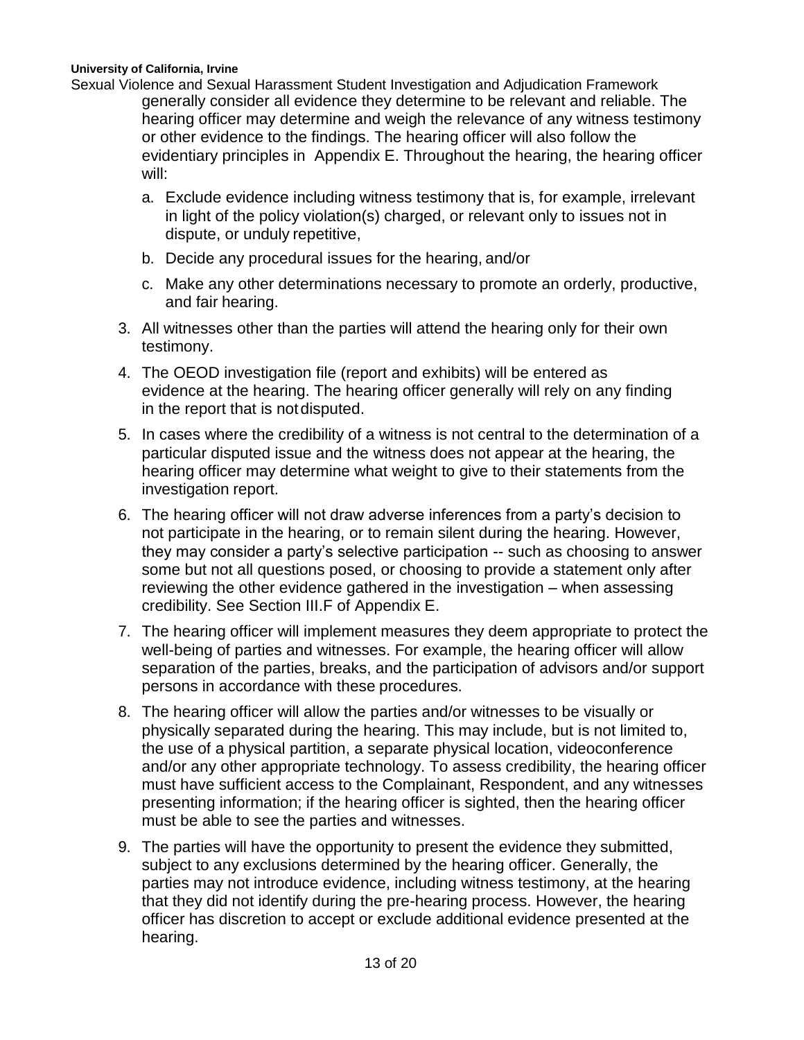generally consider all evidence they determine to be relevant and reliable. The hearing officer may determine and weigh the relevance of any witness testimony or other evidence to the findings. The hearing officer will also follow the evidentiary principles in Appendix E. Throughout the hearing, the hearing officer will:

   a. Exclude evidence including witness testimony that is, for example, irrelevant in light of the policy violation(s) charged, or relevant only to issues not in dispute, or unduly repetitive,

   b. Decide any procedural issues for the hearing, and/or

   c. Make any other determinations necessary to promote an orderly, productive, and fair hearing.

3. All witnesses other than the parties will attend the hearing only for their own testimony.

4. The OEOD investigation file (report and exhibits) will be entered as evidence at the hearing. The hearing officer generally will rely on any finding in the report that is not disputed.

5. In cases where the credibility of a witness is not central to the determination of a particular disputed issue and the witness does not appear at the hearing, the hearing officer may determine what weight to give to their statements from the investigation report.

6. The hearing officer will not draw adverse inferences from a party's decision to not participate in the hearing, or to remain silent during the hearing. However, they may consider a party's selective participation -- such as choosing to answer some but not all questions posed, or choosing to provide a statement only after reviewing the other evidence gathered in the investigation – when assessing credibility. See Section III.F of Appendix E.

7. The hearing officer will implement measures they deem appropriate to protect the well-being of parties and witnesses. For example, the hearing officer will allow separation of the parties, breaks, and the participation of advisors and/or support persons in accordance with these procedures.

8. The hearing officer will allow the parties and/or witnesses to be visually or physically separated during the hearing. This may include, but is not limited to, the use of a physical partition, a separate physical location, videoconference and/or any other appropriate technology. To assess credibility, the hearing officer must have sufficient access to the Complainant, Respondent, and any witnesses presenting information; if the hearing officer is sighted, then the hearing officer must be able to see the parties and witnesses.

9. The parties will have the opportunity to present the evidence they submitted, subject to any exclusions determined by the hearing officer. Generally, the parties may not introduce evidence, including witness testimony, at the hearing that they did not identify during the pre-hearing process. However, the hearing officer has discretion to accept or exclude additional evidence presented at the hearing.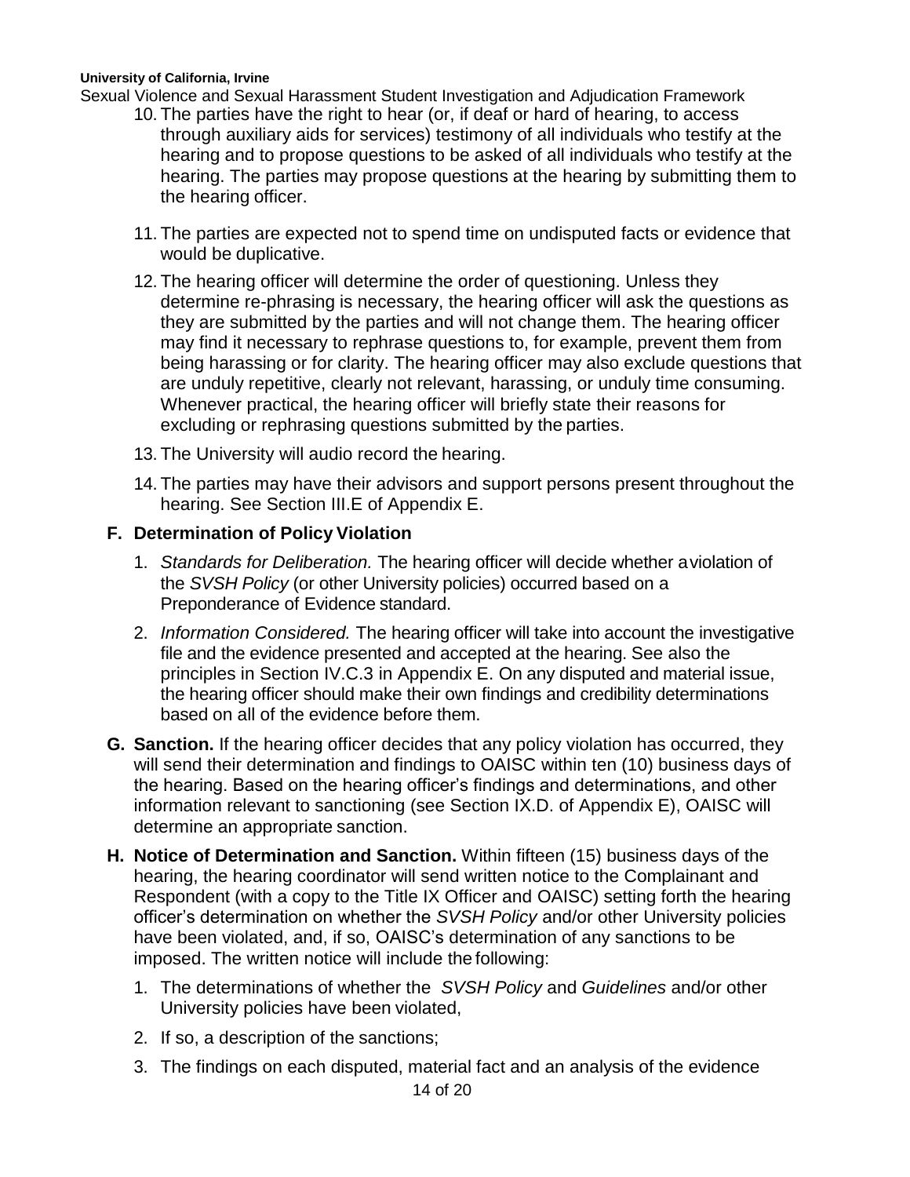10. The parties have the right to hear (or, if deaf or hard of hearing, to access through auxiliary aids for services) testimony of all individuals who testify at the hearing and to propose questions to be asked of all individuals who testify at the hearing. The parties may propose questions at the hearing by submitting them to the hearing officer.

11. The parties are expected not to spend time on undisputed facts or evidence that would be duplicative.

12. The hearing officer will determine the order of questioning. Unless they determine re-phrasing is necessary, the hearing officer will ask the questions as they are submitted by the parties and will not change them. The hearing officer may find it necessary to rephrase questions to, for example, prevent them from being harassing or for clarity. The hearing officer may also exclude questions that are unduly repetitive, clearly not relevant, harassing, or unduly time consuming. Whenever practical, the hearing officer will briefly state their reasons for excluding or rephrasing questions submitted by the parties.

13. The University will audio record the hearing.

14. The parties may have their advisors and support persons present throughout the hearing. See Section III.E of Appendix E.

### F. Determination of Policy Violation

1. *Standards for Deliberation.* The hearing officer will decide whether a violation of the *SVSH Policy* (or other University policies) occurred based on a Preponderance of Evidence standard.

2. *Information Considered.* The hearing officer will take into account the investigative file and the evidence presented and accepted at the hearing. See also the principles in Section IV.C.3 in Appendix E. On any disputed and material issue, the hearing officer should make their own findings and credibility determinations based on all of the evidence before them.

**G. Sanction.** If the hearing officer decides that any policy violation has occurred, they will send their determination and findings to OAISC within ten (10) business days of the hearing. Based on the hearing officer's findings and determinations, and other information relevant to sanctioning (see Section IX.D. of Appendix E), OAISC will determine an appropriate sanction.

**H. Notice of Determination and Sanction.** Within fifteen (15) business days of the hearing, the hearing coordinator will send written notice to the Complainant and Respondent (with a copy to the Title IX Officer and OAISC) setting forth the hearing officer's determination on whether the *SVSH Policy* and/or other University policies have been violated, and, if so, OAISC's determination of any sanctions to be imposed. The written notice will include the following:

1. The determinations of whether the *SVSH Policy* and *Guidelines* and/or other University policies have been violated,

2. If so, a description of the sanctions;

3. The findings on each disputed, material fact and an analysis of the evidence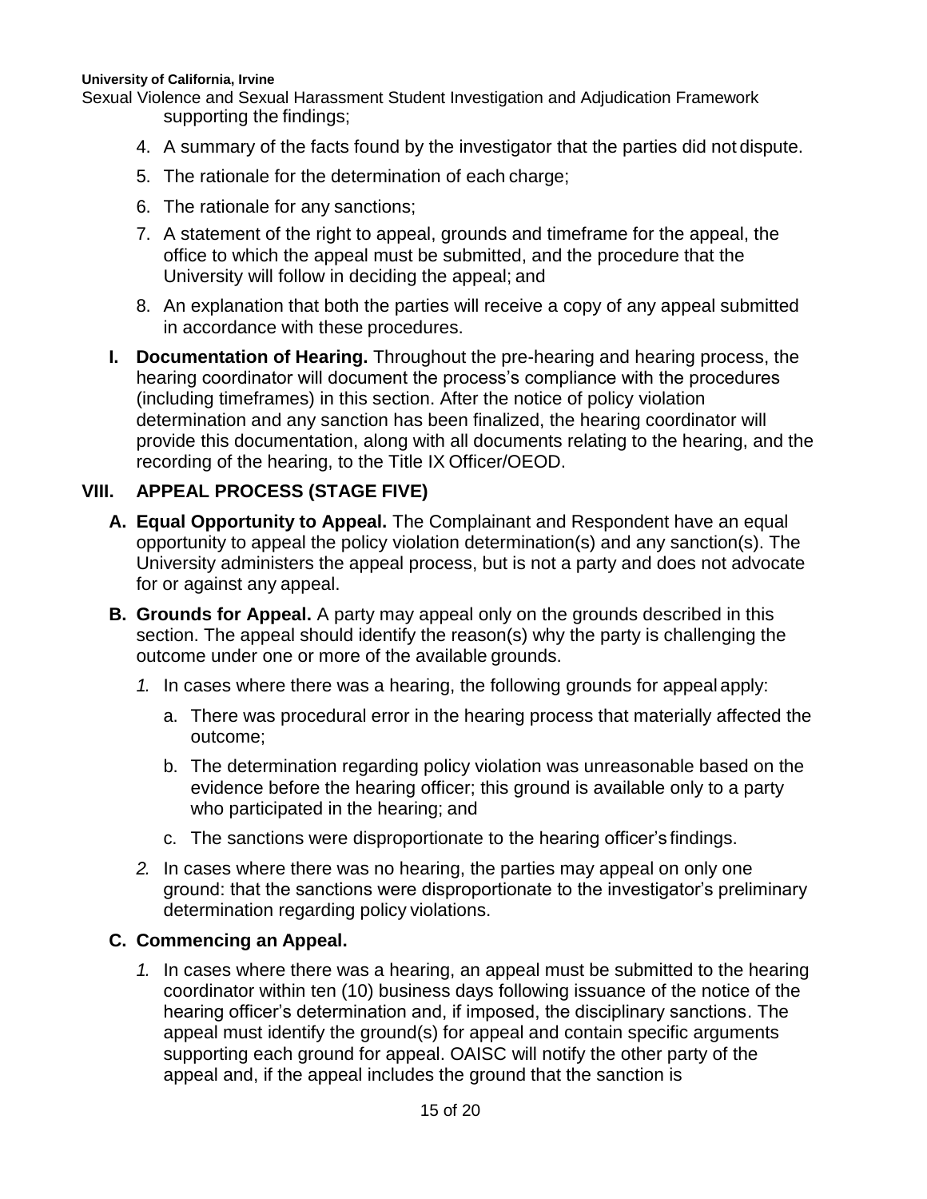supporting the findings;

4. A summary of the facts found by the investigator that the parties did not dispute.
5. The rationale for the determination of each charge;
6. The rationale for any sanctions;
7. A statement of the right to appeal, grounds and timeframe for the appeal, the office to which the appeal must be submitted, and the procedure that the University will follow in deciding the appeal; and
8. An explanation that both the parties will receive a copy of any appeal submitted in accordance with these procedures.

**I. Documentation of Hearing.** Throughout the pre-hearing and hearing process, the hearing coordinator will document the process's compliance with the procedures (including timeframes) in this section. After the notice of policy violation determination and any sanction has been finalized, the hearing coordinator will provide this documentation, along with all documents relating to the hearing, and the recording of the hearing, to the Title IX Officer/OEOD.

## VIII. APPEAL PROCESS (STAGE FIVE)

**A. Equal Opportunity to Appeal.** The Complainant and Respondent have an equal opportunity to appeal the policy violation determination(s) and any sanction(s). The University administers the appeal process, but is not a party and does not advocate for or against any appeal.

**B. Grounds for Appeal.** A party may appeal only on the grounds described in this section. The appeal should identify the reason(s) why the party is challenging the outcome under one or more of the available grounds.

*1.* In cases where there was a hearing, the following grounds for appeal apply:

   a. There was procedural error in the hearing process that materially affected the outcome;

   b. The determination regarding policy violation was unreasonable based on the evidence before the hearing officer; this ground is available only to a party who participated in the hearing; and

   c. The sanctions were disproportionate to the hearing officer's findings.

*2.* In cases where there was no hearing, the parties may appeal on only one ground: that the sanctions were disproportionate to the investigator's preliminary determination regarding policy violations.

**C. Commencing an Appeal.**

*1.* In cases where there was a hearing, an appeal must be submitted to the hearing coordinator within ten (10) business days following issuance of the notice of the hearing officer's determination and, if imposed, the disciplinary sanctions. The appeal must identify the ground(s) for appeal and contain specific arguments supporting each ground for appeal. OAISC will notify the other party of the appeal and, if the appeal includes the ground that the sanction is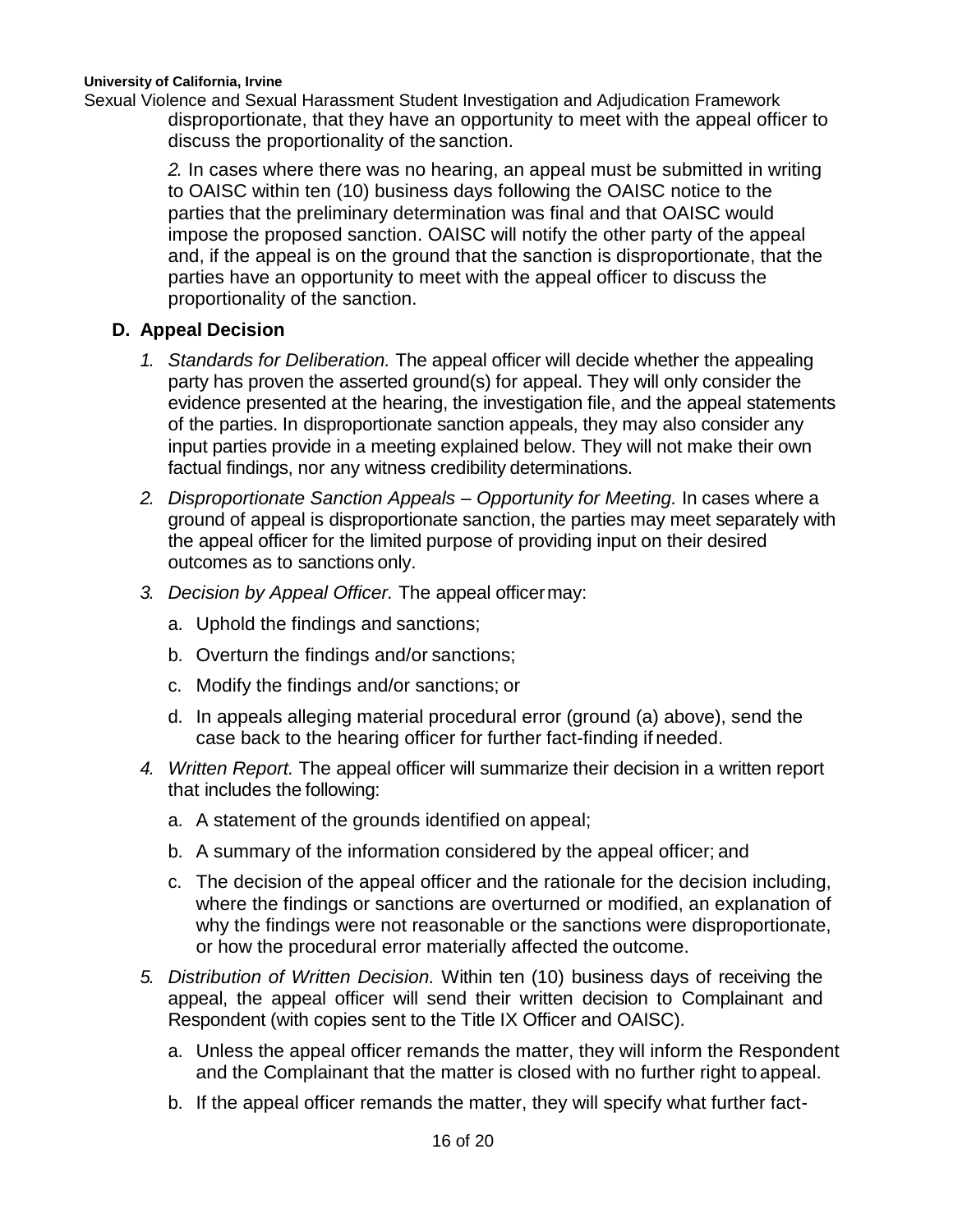disproportionate, that they have an opportunity to meet with the appeal officer to discuss the proportionality of the sanction.

*2.* In cases where there was no hearing, an appeal must be submitted in writing to OAISC within ten (10) business days following the OAISC notice to the parties that the preliminary determination was final and that OAISC would impose the proposed sanction. OAISC will notify the other party of the appeal and, if the appeal is on the ground that the sanction is disproportionate, that the parties have an opportunity to meet with the appeal officer to discuss the proportionality of the sanction.

### D. Appeal Decision

1. *Standards for Deliberation.* The appeal officer will decide whether the appealing party has proven the asserted ground(s) for appeal. They will only consider the evidence presented at the hearing, the investigation file, and the appeal statements of the parties. In disproportionate sanction appeals, they may also consider any input parties provide in a meeting explained below. They will not make their own factual findings, nor any witness credibility determinations.
2. *Disproportionate Sanction Appeals – Opportunity for Meeting.* In cases where a ground of appeal is disproportionate sanction, the parties may meet separately with the appeal officer for the limited purpose of providing input on their desired outcomes as to sanctions only.
3. *Decision by Appeal Officer.* The appeal officer may:
   a. Uphold the findings and sanctions;
   b. Overturn the findings and/or sanctions;
   c. Modify the findings and/or sanctions; or
   d. In appeals alleging material procedural error (ground (a) above), send the case back to the hearing officer for further fact-finding if needed.
4. *Written Report.* The appeal officer will summarize their decision in a written report that includes the following:
   a. A statement of the grounds identified on appeal;
   b. A summary of the information considered by the appeal officer; and
   c. The decision of the appeal officer and the rationale for the decision including, where the findings or sanctions are overturned or modified, an explanation of why the findings were not reasonable or the sanctions were disproportionate, or how the procedural error materially affected the outcome.
5. *Distribution of Written Decision.* Within ten (10) business days of receiving the appeal, the appeal officer will send their written decision to Complainant and Respondent (with copies sent to the Title IX Officer and OAISC).
   a. Unless the appeal officer remands the matter, they will inform the Respondent and the Complainant that the matter is closed with no further right to appeal.
   b. If the appeal officer remands the matter, they will specify what further fact-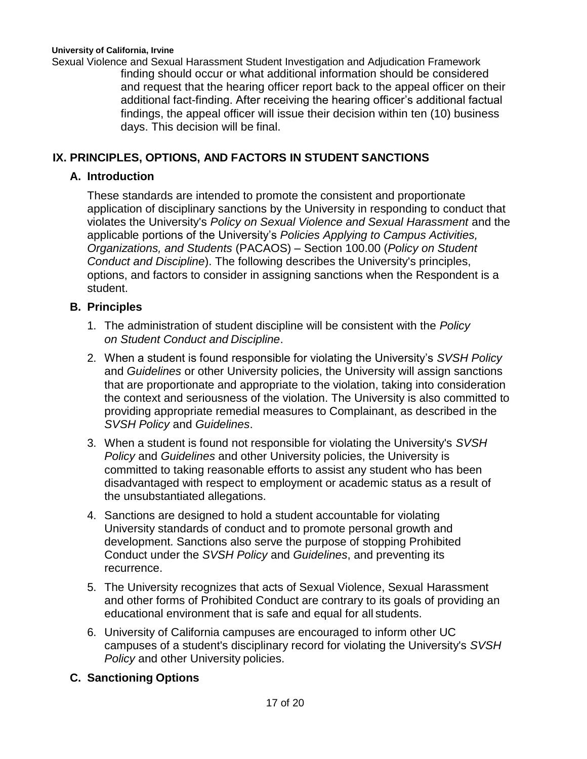finding should occur or what additional information should be considered and request that the hearing officer report back to the appeal officer on their additional fact-finding. After receiving the hearing officer's additional factual findings, the appeal officer will issue their decision within ten (10) business days. This decision will be final.

## IX. PRINCIPLES, OPTIONS, AND FACTORS IN STUDENT SANCTIONS

### A. Introduction

These standards are intended to promote the consistent and proportionate application of disciplinary sanctions by the University in responding to conduct that violates the University's *Policy on Sexual Violence and Sexual Harassment* and the applicable portions of the University's *Policies Applying to Campus Activities, Organizations, and Students* (PACAOS) – Section 100.00 (*Policy on Student Conduct and Discipline*). The following describes the University's principles, options, and factors to consider in assigning sanctions when the Respondent is a student.

### B. Principles

1. The administration of student discipline will be consistent with the *Policy on Student Conduct and Discipline*.
2. When a student is found responsible for violating the University's *SVSH Policy* and *Guidelines* or other University policies, the University will assign sanctions that are proportionate and appropriate to the violation, taking into consideration the context and seriousness of the violation. The University is also committed to providing appropriate remedial measures to Complainant, as described in the *SVSH Policy* and *Guidelines*.
3. When a student is found not responsible for violating the University's *SVSH Policy* and *Guidelines* and other University policies, the University is committed to taking reasonable efforts to assist any student who has been disadvantaged with respect to employment or academic status as a result of the unsubstantiated allegations.
4. Sanctions are designed to hold a student accountable for violating University standards of conduct and to promote personal growth and development. Sanctions also serve the purpose of stopping Prohibited Conduct under the *SVSH Policy* and *Guidelines*, and preventing its recurrence.
5. The University recognizes that acts of Sexual Violence, Sexual Harassment and other forms of Prohibited Conduct are contrary to its goals of providing an educational environment that is safe and equal for all students.
6. University of California campuses are encouraged to inform other UC campuses of a student's disciplinary record for violating the University's *SVSH Policy* and other University policies.

### C. Sanctioning Options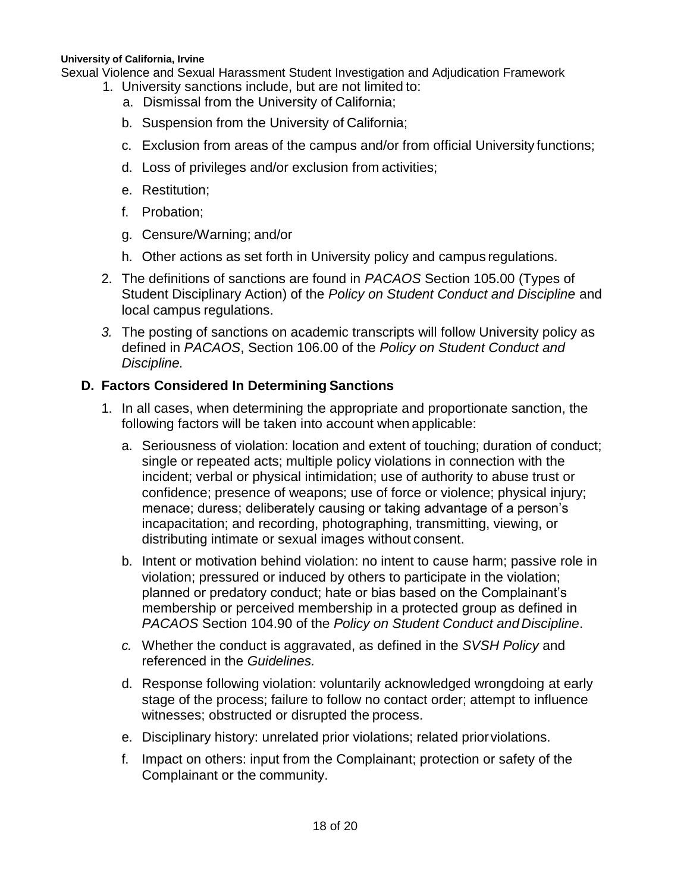1. University sanctions include, but are not limited to:
   a. Dismissal from the University of California;
   b. Suspension from the University of California;
   c. Exclusion from areas of the campus and/or from official University functions;
   d. Loss of privileges and/or exclusion from activities;
   e. Restitution;
   f. Probation;
   g. Censure/Warning; and/or
   h. Other actions as set forth in University policy and campus regulations.
2. The definitions of sanctions are found in *PACAOS* Section 105.00 (Types of Student Disciplinary Action) of the *Policy on Student Conduct and Discipline* and local campus regulations.
3. The posting of sanctions on academic transcripts will follow University policy as defined in *PACAOS*, Section 106.00 of the *Policy on Student Conduct and Discipline.*

### D. Factors Considered In Determining Sanctions

1. In all cases, when determining the appropriate and proportionate sanction, the following factors will be taken into account when applicable:
   a. Seriousness of violation: location and extent of touching; duration of conduct; single or repeated acts; multiple policy violations in connection with the incident; verbal or physical intimidation; use of authority to abuse trust or confidence; presence of weapons; use of force or violence; physical injury; menace; duress; deliberately causing or taking advantage of a person's incapacitation; and recording, photographing, transmitting, viewing, or distributing intimate or sexual images without consent.
   b. Intent or motivation behind violation: no intent to cause harm; passive role in violation; pressured or induced by others to participate in the violation; planned or predatory conduct; hate or bias based on the Complainant's membership or perceived membership in a protected group as defined in *PACAOS* Section 104.90 of the *Policy on Student Conduct and Discipline*.
   c. Whether the conduct is aggravated, as defined in the *SVSH Policy* and referenced in the *Guidelines.*
   d. Response following violation: voluntarily acknowledged wrongdoing at early stage of the process; failure to follow no contact order; attempt to influence witnesses; obstructed or disrupted the process.
   e. Disciplinary history: unrelated prior violations; related prior violations.
   f. Impact on others: input from the Complainant; protection or safety of the Complainant or the community.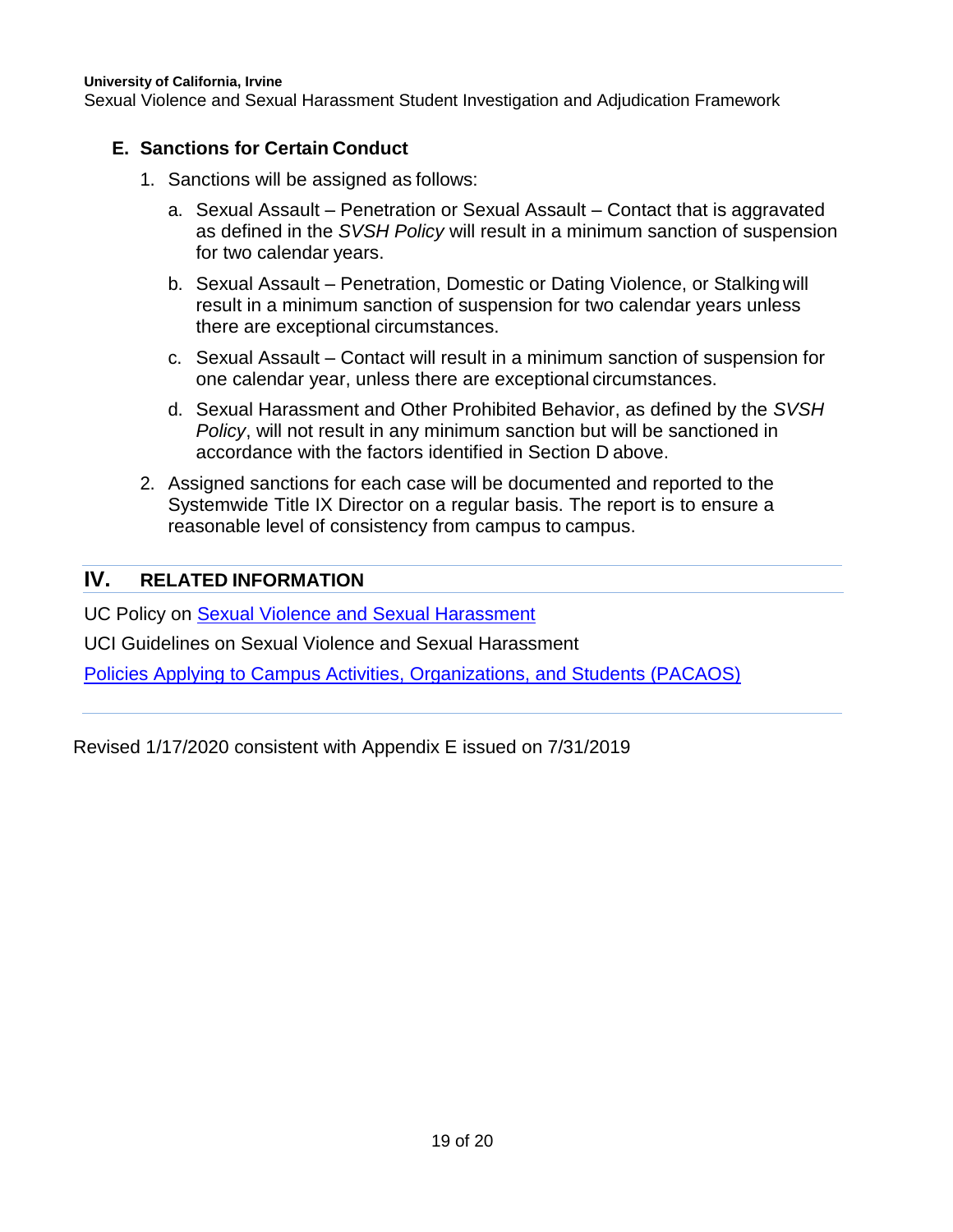### E. Sanctions for Certain Conduct

1. Sanctions will be assigned as follows:
   a. Sexual Assault – Penetration or Sexual Assault – Contact that is aggravated as defined in the *SVSH Policy* will result in a minimum sanction of suspension for two calendar years.
   b. Sexual Assault – Penetration, Domestic or Dating Violence, or Stalking will result in a minimum sanction of suspension for two calendar years unless there are exceptional circumstances.
   c. Sexual Assault – Contact will result in a minimum sanction of suspension for one calendar year, unless there are exceptional circumstances.
   d. Sexual Harassment and Other Prohibited Behavior, as defined by the *SVSH Policy*, will not result in any minimum sanction but will be sanctioned in accordance with the factors identified in Section D above.
2. Assigned sanctions for each case will be documented and reported to the Systemwide Title IX Director on a regular basis. The report is to ensure a reasonable level of consistency from campus to campus.

## IV. RELATED INFORMATION

UC Policy on Sexual Violence and Sexual Harassment

UCI Guidelines on Sexual Violence and Sexual Harassment

Policies Applying to Campus Activities, Organizations, and Students (PACAOS)

Revised 1/17/2020 consistent with Appendix E issued on 7/31/2019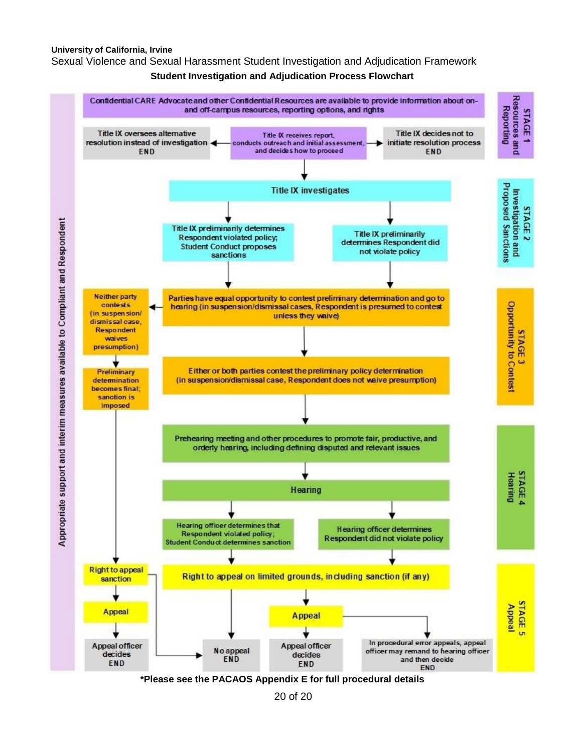**University of California, Irvine**

Sexual Violence and Sexual Harassment Student Investigation and Adjudication Framework

**Student Investigation and Adjudication Process Flowchart**

Appropriate support and interim measures available to Compliant and Respondent

STAGE 1
Resources and Reporting

Confidential CARE Advocate and other Confidential Resources are available to provide information about on- and off-campus resources, reporting options, and rights

Title IX oversees alternative resolution instead of investigation
END

Title IX receives report, conducts outreach and initial assessment, and decides how to proceed

Title IX decides not to initiate resolution process
END

STAGE 2
Investigation and Proposed Sanctions

Title IX investigates

Title IX preliminarily determines Respondent violated policy; Student Conduct proposes sanctions

Title IX preliminarily determines Respondent did not violate policy

STAGE 3
Opportunity to Contest

Parties have equal opportunity to contest preliminary determination and go to hearing (in suspension/dismissal cases, Respondent is presumed to contest unless they waive)

Neither party contests (in suspension/ dismissal case, Respondent waives presumption)

Preliminary determination becomes final; sanction is imposed

Either or both parties contest the preliminary policy determination (in suspension/dismissal case, Respondent does not waive presumption)

STAGE 4
Hearing

Prehearing meeting and other procedures to promote fair, productive, and orderly hearing, including defining disputed and relevant issues

Hearing

Hearing officer determines that Respondent violated policy; Student Conduct determines sanction

Hearing officer determines Respondent did not violate policy

STAGE 5
Appeal

Right to appeal sanction

Appeal

Appeal officer decides
END

Right to appeal on limited grounds, including sanction (if any)

No appeal
END

Appeal

Appeal officer decides
END

In procedural error appeals, appeal officer may remand to hearing officer and then decide
END

***Please see the PACAOS Appendix E for full procedural details**